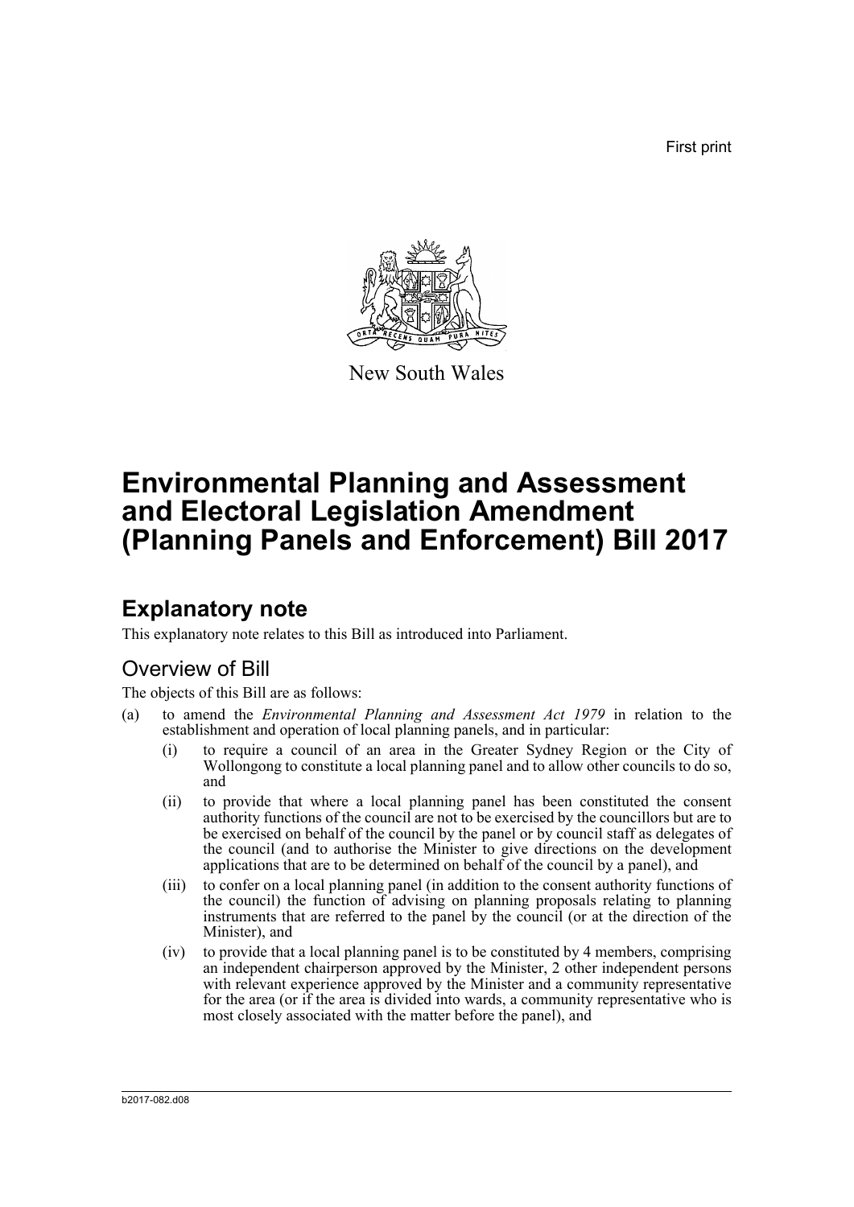First print

New South Wales

# Environmental Planning and Assessment and Electoral Legislation Amendment (Planning Panels and Enforcement) Bill 2017

## Explanatory note

This explanatory note relates to this Bill as introduced into Parliament.

### Overview of Bill

The objects of this Bill are as follows:

(a) to amend the *Environmental Planning and Assessment Act 1979* in relation to the establishment and operation of local planning panels, and in particular:

   (i) to require a council of an area in the Greater Sydney Region or the City of Wollongong to constitute a local planning panel and to allow other councils to do so, and

   (ii) to provide that where a local planning panel has been constituted the consent authority functions of the council are not to be exercised by the councillors but are to be exercised on behalf of the council by the panel or by council staff as delegates of the council (and to authorise the Minister to give directions on the development applications that are to be determined on behalf of the council by a panel), and

   (iii) to confer on a local planning panel (in addition to the consent authority functions of the council) the function of advising on planning proposals relating to planning instruments that are referred to the panel by the council (or at the direction of the Minister), and

   (iv) to provide that a local planning panel is to be constituted by 4 members, comprising an independent chairperson approved by the Minister, 2 other independent persons with relevant experience approved by the Minister and a community representative for the area (or if the area is divided into wards, a community representative who is most closely associated with the matter before the panel), and

b2017-082.d08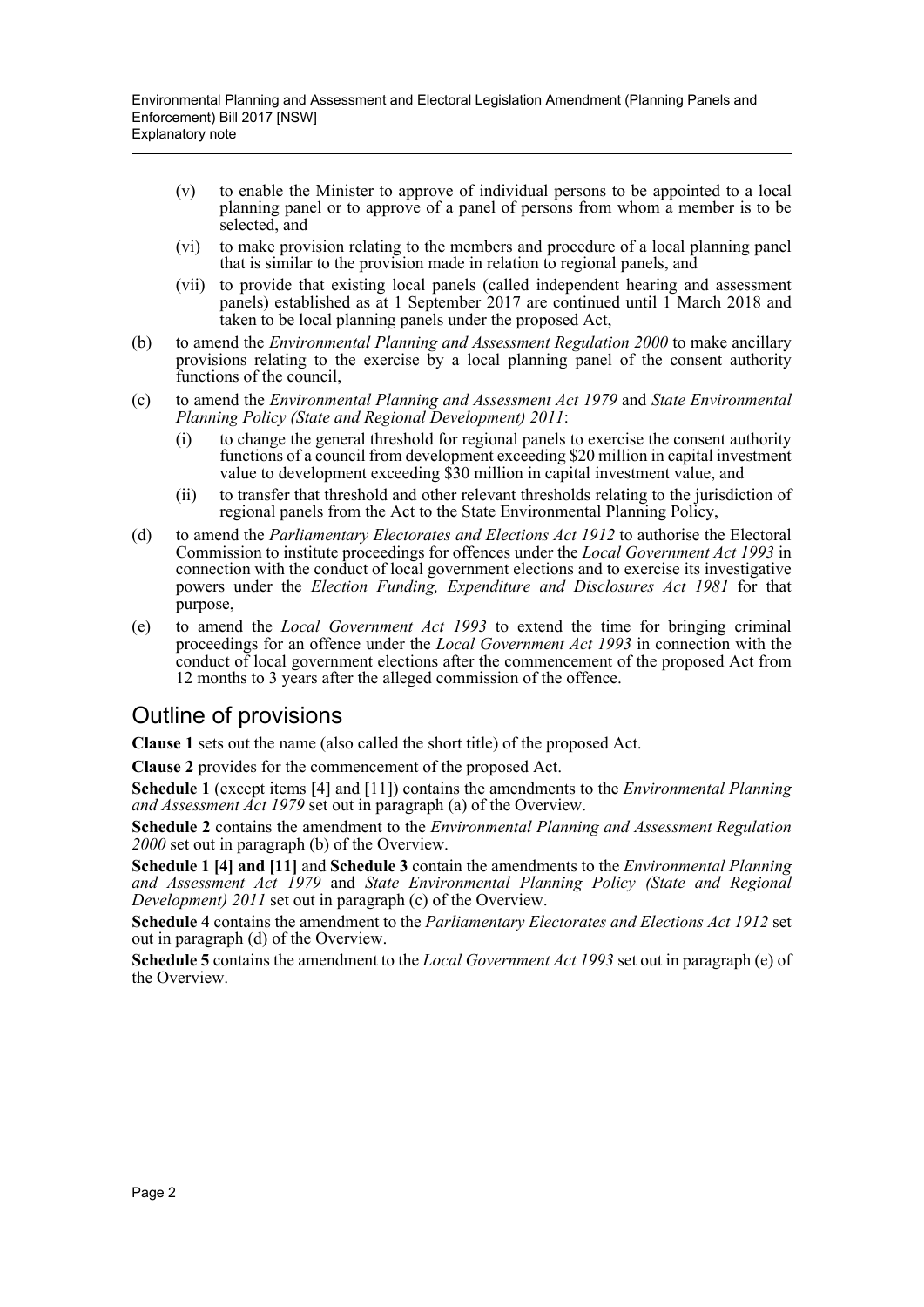(v) to enable the Minister to approve of individual persons to be appointed to a local planning panel or to approve of a panel of persons from whom a member is to be selected, and

(vi) to make provision relating to the members and procedure of a local planning panel that is similar to the provision made in relation to regional panels, and

(vii) to provide that existing local panels (called independent hearing and assessment panels) established as at 1 September 2017 are continued until 1 March 2018 and taken to be local planning panels under the proposed Act,

(b) to amend the *Environmental Planning and Assessment Regulation 2000* to make ancillary provisions relating to the exercise by a local planning panel of the consent authority functions of the council,

(c) to amend the *Environmental Planning and Assessment Act 1979* and *State Environmental Planning Policy (State and Regional Development) 2011*:

(i) to change the general threshold for regional panels to exercise the consent authority functions of a council from development exceeding $20 million in capital investment value to development exceeding $30 million in capital investment value, and

(ii) to transfer that threshold and other relevant thresholds relating to the jurisdiction of regional panels from the Act to the State Environmental Planning Policy,

(d) to amend the *Parliamentary Electorates and Elections Act 1912* to authorise the Electoral Commission to institute proceedings for offences under the *Local Government Act 1993* in connection with the conduct of local government elections and to exercise its investigative powers under the *Election Funding, Expenditure and Disclosures Act 1981* for that purpose,

(e) to amend the *Local Government Act 1993* to extend the time for bringing criminal proceedings for an offence under the *Local Government Act 1993* in connection with the conduct of local government elections after the commencement of the proposed Act from 12 months to 3 years after the alleged commission of the offence.

## Outline of provisions

**Clause 1** sets out the name (also called the short title) of the proposed Act.

**Clause 2** provides for the commencement of the proposed Act.

**Schedule 1** (except items [4] and [11]) contains the amendments to the *Environmental Planning and Assessment Act 1979* set out in paragraph (a) of the Overview.

**Schedule 2** contains the amendment to the *Environmental Planning and Assessment Regulation 2000* set out in paragraph (b) of the Overview.

**Schedule 1 [4] and [11]** and **Schedule 3** contain the amendments to the *Environmental Planning and Assessment Act 1979* and *State Environmental Planning Policy (State and Regional Development) 2011* set out in paragraph (c) of the Overview.

**Schedule 4** contains the amendment to the *Parliamentary Electorates and Elections Act 1912* set out in paragraph (d) of the Overview.

**Schedule 5** contains the amendment to the *Local Government Act 1993* set out in paragraph (e) of the Overview.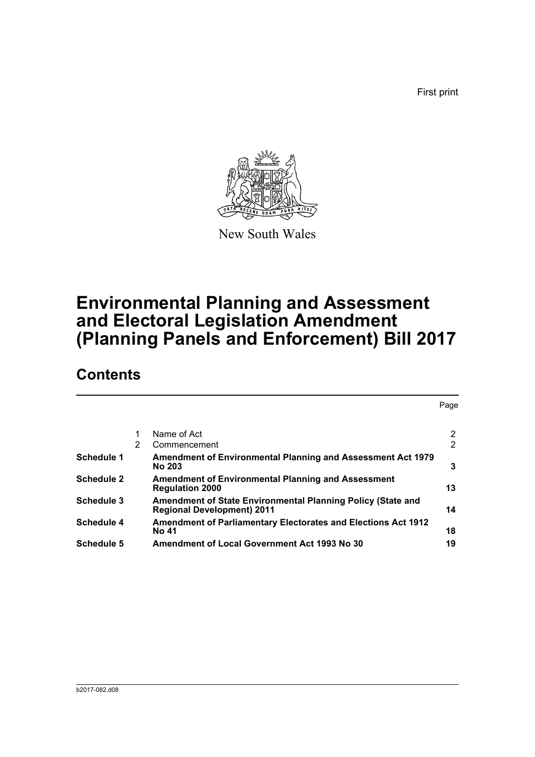First print

New South Wales

# Environmental Planning and Assessment and Electoral Legislation Amendment (Planning Panels and Enforcement) Bill 2017

## Contents

| | | | Page |
|---|---|---|---|
| | 1 | Name of Act | 2 |
| | 2 | Commencement | 2 |
| **Schedule 1** | | **Amendment of Environmental Planning and Assessment Act 1979 No 203** | **3** |
| **Schedule 2** | | **Amendment of Environmental Planning and Assessment Regulation 2000** | **13** |
| **Schedule 3** | | **Amendment of State Environmental Planning Policy (State and Regional Development) 2011** | **14** |
| **Schedule 4** | | **Amendment of Parliamentary Electorates and Elections Act 1912 No 41** | **18** |
| **Schedule 5** | | **Amendment of Local Government Act 1993 No 30** | **19** |

b2017-082.d08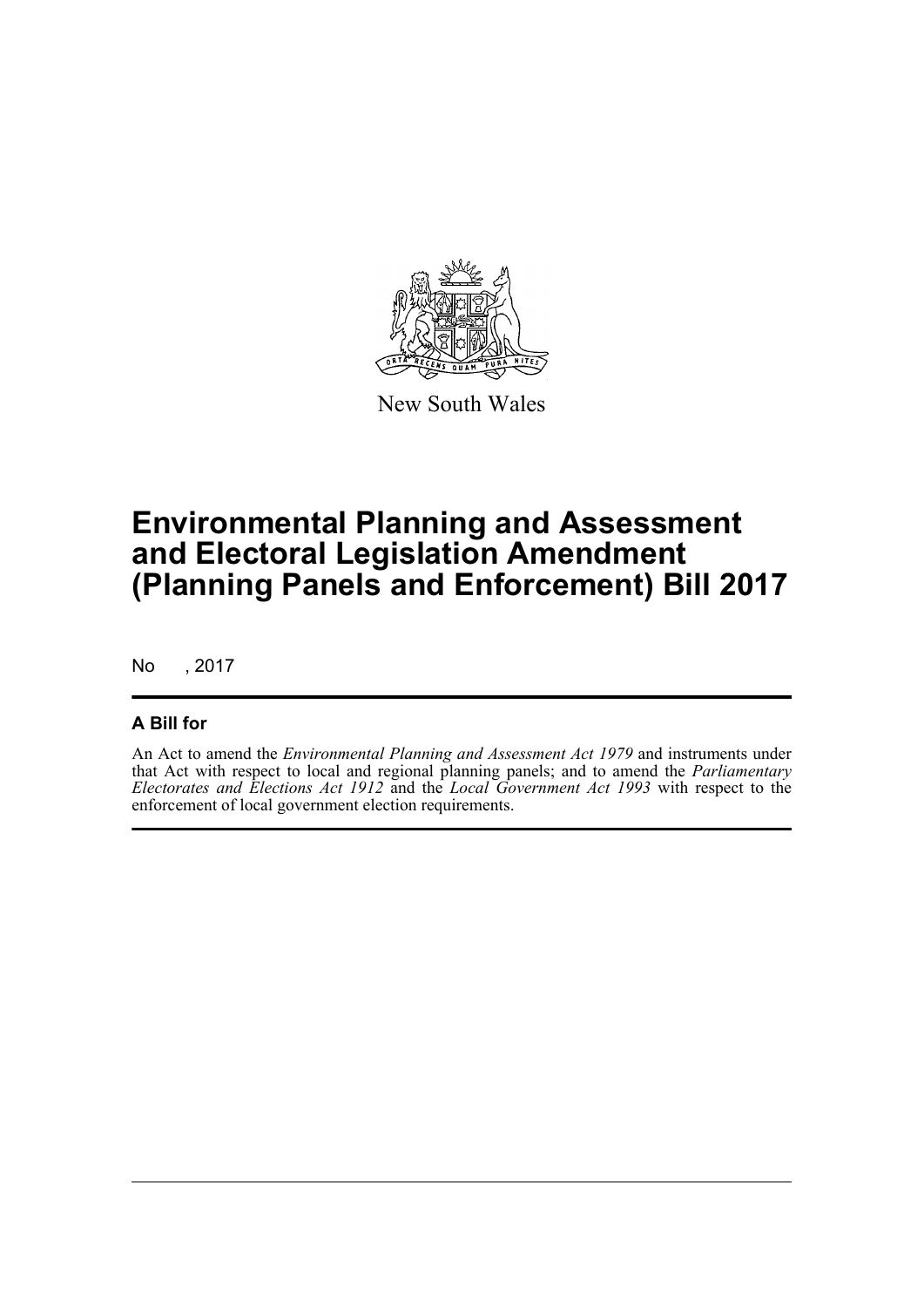New South Wales

# Environmental Planning and Assessment and Electoral Legislation Amendment (Planning Panels and Enforcement) Bill 2017

No , 2017

## A Bill for

An Act to amend the *Environmental Planning and Assessment Act 1979* and instruments under that Act with respect to local and regional planning panels; and to amend the *Parliamentary Electorates and Elections Act 1912* and the *Local Government Act 1993* with respect to the enforcement of local government election requirements.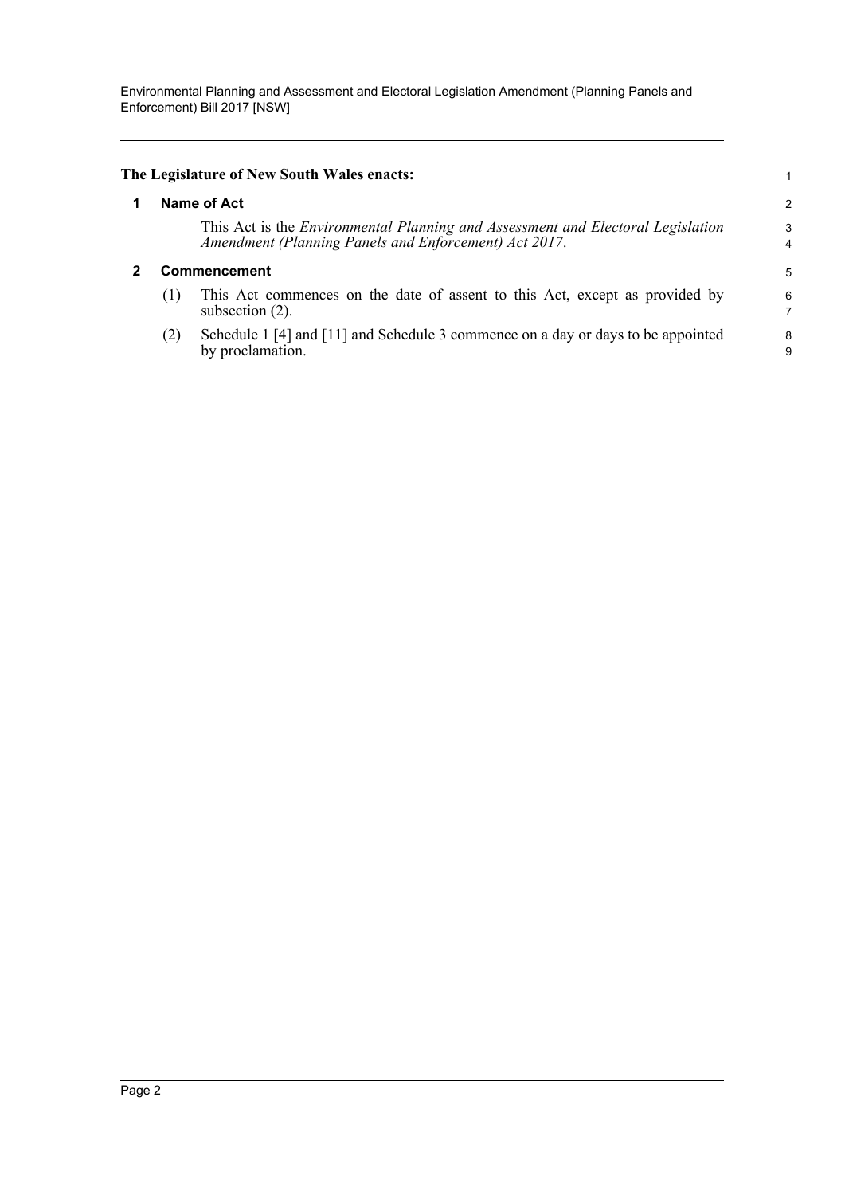**The Legislature of New South Wales enacts:**

## 1 Name of Act

This Act is the *Environmental Planning and Assessment and Electoral Legislation Amendment (Planning Panels and Enforcement) Act 2017*.

## 2 Commencement

(1) This Act commences on the date of assent to this Act, except as provided by subsection (2).

(2) Schedule 1 [4] and [11] and Schedule 3 commence on a day or days to be appointed by proclamation.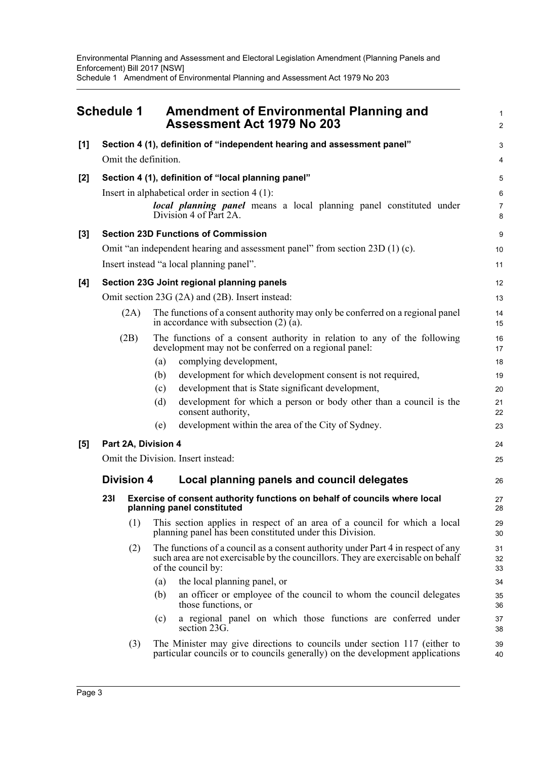## Schedule 1 Amendment of Environmental Planning and Assessment Act 1979 No 203

**[1] Section 4 (1), definition of "independent hearing and assessment panel"**

Omit the definition.

**[2] Section 4 (1), definition of "local planning panel"**

Insert in alphabetical order in section 4 (1):

> ***local planning panel*** means a local planning panel constituted under Division 4 of Part 2A.

**[3] Section 23D Functions of Commission**

Omit "an independent hearing and assessment panel" from section 23D (1) (c).

Insert instead "a local planning panel".

**[4] Section 23G Joint regional planning panels**

Omit section 23G (2A) and (2B). Insert instead:

(2A) The functions of a consent authority may only be conferred on a regional panel in accordance with subsection (2) (a).

(2B) The functions of a consent authority in relation to any of the following development may not be conferred on a regional panel:

- (a) complying development,
- (b) development for which development consent is not required,
- (c) development that is State significant development,
- (d) development for which a person or body other than a council is the consent authority,
- (e) development within the area of the City of Sydney.

**[5] Part 2A, Division 4**

Omit the Division. Insert instead:

### Division 4 Local planning panels and council delegates

#### 23I Exercise of consent authority functions on behalf of councils where local planning panel constituted

(1) This section applies in respect of an area of a council for which a local planning panel has been constituted under this Division.

(2) The functions of a council as a consent authority under Part 4 in respect of any such area are not exercisable by the councillors. They are exercisable on behalf of the council by:

- (a) the local planning panel, or
- (b) an officer or employee of the council to whom the council delegates those functions, or
- (c) a regional panel on which those functions are conferred under section 23G.

(3) The Minister may give directions to councils under section 117 (either to particular councils or to councils generally) on the development applications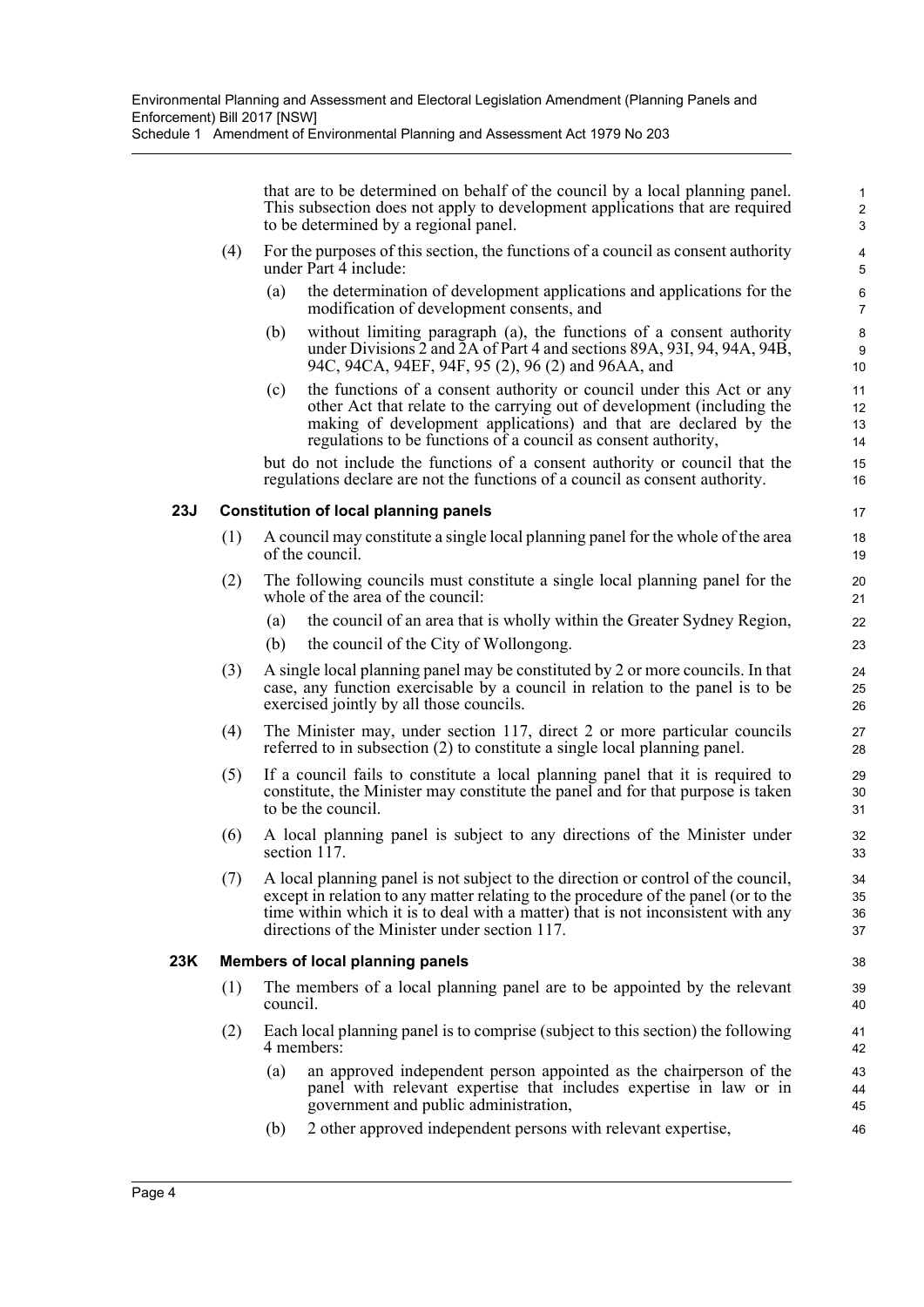that are to be determined on behalf of the council by a local planning panel. This subsection does not apply to development applications that are required to be determined by a regional panel.

(4) For the purposes of this section, the functions of a council as consent authority under Part 4 include:

(a) the determination of development applications and applications for the modification of development consents, and

(b) without limiting paragraph (a), the functions of a consent authority under Divisions 2 and 2A of Part 4 and sections 89A, 93I, 94, 94A, 94B, 94C, 94CA, 94EF, 94F, 95 (2), 96 (2) and 96AA, and

(c) the functions of a consent authority or council under this Act or any other Act that relate to the carrying out of development (including the making of development applications) and that are declared by the regulations to be functions of a council as consent authority,

but do not include the functions of a consent authority or council that the regulations declare are not the functions of a council as consent authority.

### 23J Constitution of local planning panels

(1) A council may constitute a single local planning panel for the whole of the area of the council.

(2) The following councils must constitute a single local planning panel for the whole of the area of the council:

(a) the council of an area that is wholly within the Greater Sydney Region,

(b) the council of the City of Wollongong.

(3) A single local planning panel may be constituted by 2 or more councils. In that case, any function exercisable by a council in relation to the panel is to be exercised jointly by all those councils.

(4) The Minister may, under section 117, direct 2 or more particular councils referred to in subsection (2) to constitute a single local planning panel.

(5) If a council fails to constitute a local planning panel that it is required to constitute, the Minister may constitute the panel and for that purpose is taken to be the council.

(6) A local planning panel is subject to any directions of the Minister under section 117.

(7) A local planning panel is not subject to the direction or control of the council, except in relation to any matter relating to the procedure of the panel (or to the time within which it is to deal with a matter) that is not inconsistent with any directions of the Minister under section 117.

### 23K Members of local planning panels

(1) The members of a local planning panel are to be appointed by the relevant council.

(2) Each local planning panel is to comprise (subject to this section) the following 4 members:

(a) an approved independent person appointed as the chairperson of the panel with relevant expertise that includes expertise in law or in government and public administration,

(b) 2 other approved independent persons with relevant expertise,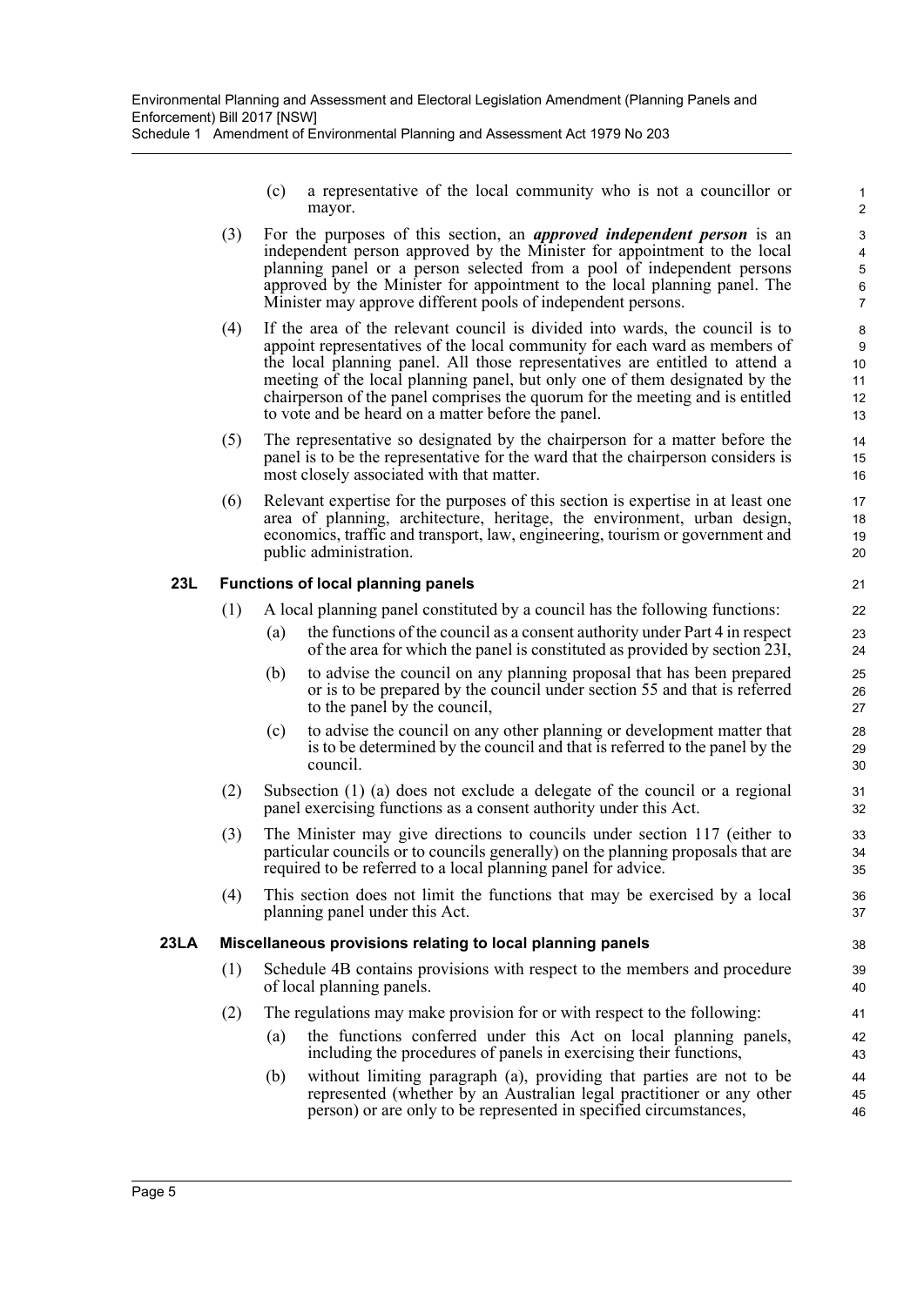(c) a representative of the local community who is not a councillor or mayor.

(3) For the purposes of this section, an ***approved independent person*** is an independent person approved by the Minister for appointment to the local planning panel or a person selected from a pool of independent persons approved by the Minister for appointment to the local planning panel. The Minister may approve different pools of independent persons.

(4) If the area of the relevant council is divided into wards, the council is to appoint representatives of the local community for each ward as members of the local planning panel. All those representatives are entitled to attend a meeting of the local planning panel, but only one of them designated by the chairperson of the panel comprises the quorum for the meeting and is entitled to vote and be heard on a matter before the panel.

(5) The representative so designated by the chairperson for a matter before the panel is to be the representative for the ward that the chairperson considers is most closely associated with that matter.

(6) Relevant expertise for the purposes of this section is expertise in at least one area of planning, architecture, heritage, the environment, urban design, economics, traffic and transport, law, engineering, tourism or government and public administration.

**23L Functions of local planning panels**

(1) A local planning panel constituted by a council has the following functions:

(a) the functions of the council as a consent authority under Part 4 in respect of the area for which the panel is constituted as provided by section 23I,

(b) to advise the council on any planning proposal that has been prepared or is to be prepared by the council under section 55 and that is referred to the panel by the council,

(c) to advise the council on any other planning or development matter that is to be determined by the council and that is referred to the panel by the council.

(2) Subsection (1) (a) does not exclude a delegate of the council or a regional panel exercising functions as a consent authority under this Act.

(3) The Minister may give directions to councils under section 117 (either to particular councils or to councils generally) on the planning proposals that are required to be referred to a local planning panel for advice.

(4) This section does not limit the functions that may be exercised by a local planning panel under this Act.

**23LA Miscellaneous provisions relating to local planning panels**

(1) Schedule 4B contains provisions with respect to the members and procedure of local planning panels.

(2) The regulations may make provision for or with respect to the following:

(a) the functions conferred under this Act on local planning panels, including the procedures of panels in exercising their functions,

(b) without limiting paragraph (a), providing that parties are not to be represented (whether by an Australian legal practitioner or any other person) or are only to be represented in specified circumstances,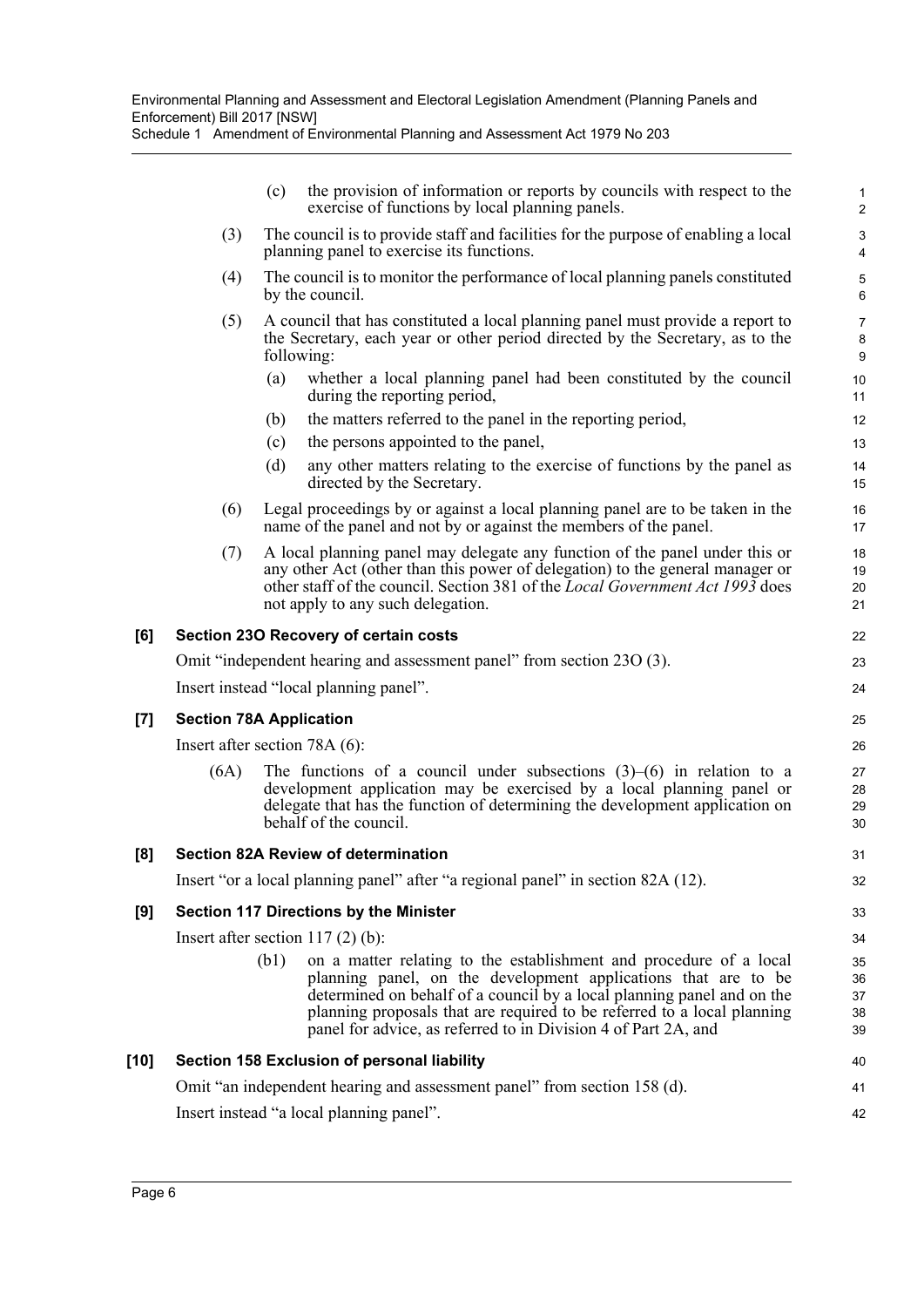(c) the provision of information or reports by councils with respect to the exercise of functions by local planning panels.

(3) The council is to provide staff and facilities for the purpose of enabling a local planning panel to exercise its functions.

(4) The council is to monitor the performance of local planning panels constituted by the council.

(5) A council that has constituted a local planning panel must provide a report to the Secretary, each year or other period directed by the Secretary, as to the following:

(a) whether a local planning panel had been constituted by the council during the reporting period,

(b) the matters referred to the panel in the reporting period,

(c) the persons appointed to the panel,

(d) any other matters relating to the exercise of functions by the panel as directed by the Secretary.

(6) Legal proceedings by or against a local planning panel are to be taken in the name of the panel and not by or against the members of the panel.

(7) A local planning panel may delegate any function of the panel under this or any other Act (other than this power of delegation) to the general manager or other staff of the council. Section 381 of the *Local Government Act 1993* does not apply to any such delegation.

**[6] Section 23O Recovery of certain costs**

Omit "independent hearing and assessment panel" from section 23O (3).

Insert instead "local planning panel".

**[7] Section 78A Application**

Insert after section 78A (6):

(6A) The functions of a council under subsections (3)–(6) in relation to a development application may be exercised by a local planning panel or delegate that has the function of determining the development application on behalf of the council.

**[8] Section 82A Review of determination**

Insert "or a local planning panel" after "a regional panel" in section 82A (12).

**[9] Section 117 Directions by the Minister**

Insert after section 117 (2) (b):

(b1) on a matter relating to the establishment and procedure of a local planning panel, on the development applications that are to be determined on behalf of a council by a local planning panel and on the planning proposals that are required to be referred to a local planning panel for advice, as referred to in Division 4 of Part 2A, and

**[10] Section 158 Exclusion of personal liability**

Omit "an independent hearing and assessment panel" from section 158 (d).

Insert instead "a local planning panel".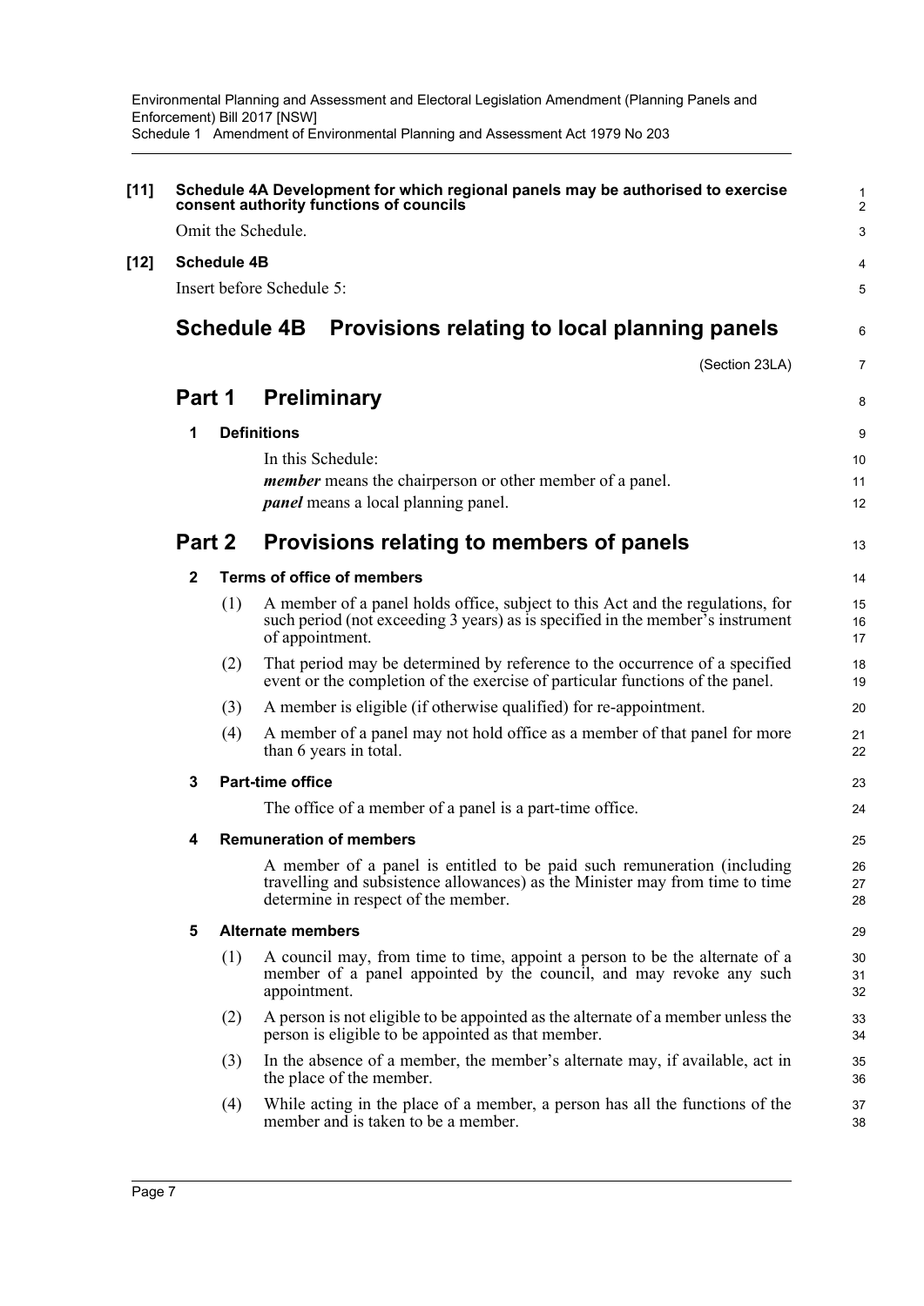**[11] Schedule 4A Development for which regional panels may be authorised to exercise consent authority functions of councils**

Omit the Schedule.

**[12] Schedule 4B**

Insert before Schedule 5:

# Schedule 4B Provisions relating to local planning panels

(Section 23LA)

## Part 1 Preliminary

### 1 Definitions

In this Schedule:

***member*** means the chairperson or other member of a panel.

***panel*** means a local planning panel.

## Part 2 Provisions relating to members of panels

### 2 Terms of office of members

(1) A member of a panel holds office, subject to this Act and the regulations, for such period (not exceeding 3 years) as is specified in the member's instrument of appointment.

(2) That period may be determined by reference to the occurrence of a specified event or the completion of the exercise of particular functions of the panel.

(3) A member is eligible (if otherwise qualified) for re-appointment.

(4) A member of a panel may not hold office as a member of that panel for more than 6 years in total.

### 3 Part-time office

The office of a member of a panel is a part-time office.

### 4 Remuneration of members

A member of a panel is entitled to be paid such remuneration (including travelling and subsistence allowances) as the Minister may from time to time determine in respect of the member.

### 5 Alternate members

(1) A council may, from time to time, appoint a person to be the alternate of a member of a panel appointed by the council, and may revoke any such appointment.

(2) A person is not eligible to be appointed as the alternate of a member unless the person is eligible to be appointed as that member.

(3) In the absence of a member, the member's alternate may, if available, act in the place of the member.

(4) While acting in the place of a member, a person has all the functions of the member and is taken to be a member.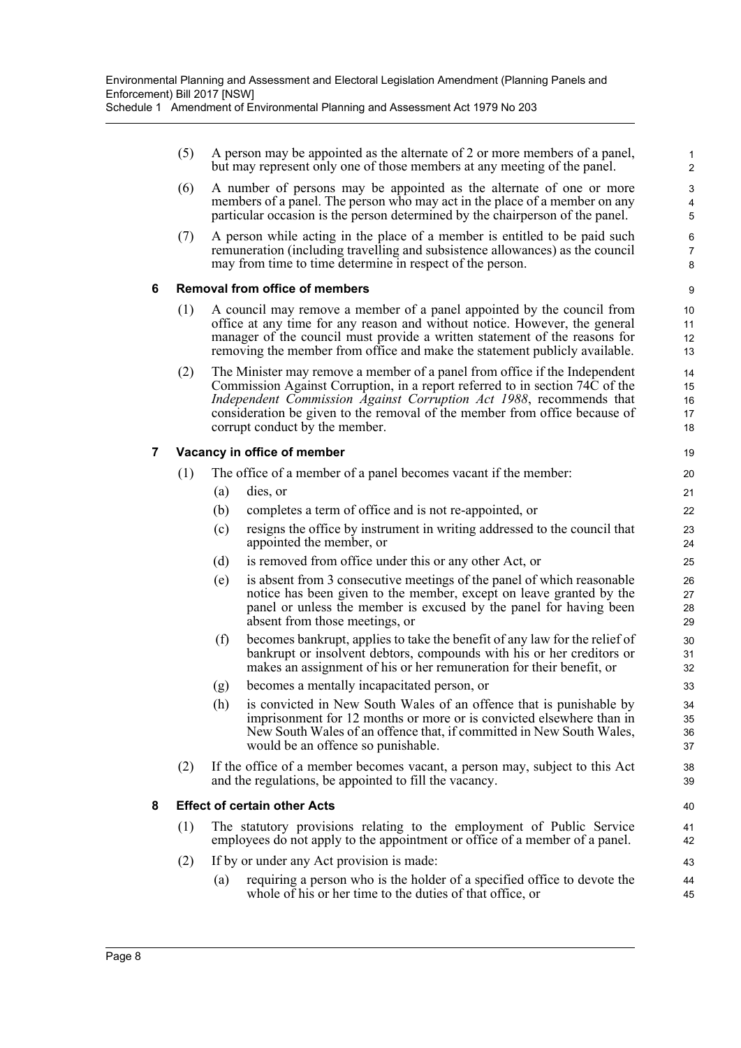(5) A person may be appointed as the alternate of 2 or more members of a panel, but may represent only one of those members at any meeting of the panel.

(6) A number of persons may be appointed as the alternate of one or more members of a panel. The person who may act in the place of a member on any particular occasion is the person determined by the chairperson of the panel.

(7) A person while acting in the place of a member is entitled to be paid such remuneration (including travelling and subsistence allowances) as the council may from time to time determine in respect of the person.

### 6 Removal from office of members

(1) A council may remove a member of a panel appointed by the council from office at any time for any reason and without notice. However, the general manager of the council must provide a written statement of the reasons for removing the member from office and make the statement publicly available.

(2) The Minister may remove a member of a panel from office if the Independent Commission Against Corruption, in a report referred to in section 74C of the *Independent Commission Against Corruption Act 1988*, recommends that consideration be given to the removal of the member from office because of corrupt conduct by the member.

### 7 Vacancy in office of member

(1) The office of a member of a panel becomes vacant if the member:

- (a) dies, or
- (b) completes a term of office and is not re-appointed, or
- (c) resigns the office by instrument in writing addressed to the council that appointed the member, or
- (d) is removed from office under this or any other Act, or
- (e) is absent from 3 consecutive meetings of the panel of which reasonable notice has been given to the member, except on leave granted by the panel or unless the member is excused by the panel for having been absent from those meetings, or
- (f) becomes bankrupt, applies to take the benefit of any law for the relief of bankrupt or insolvent debtors, compounds with his or her creditors or makes an assignment of his or her remuneration for their benefit, or
- (g) becomes a mentally incapacitated person, or
- (h) is convicted in New South Wales of an offence that is punishable by imprisonment for 12 months or more or is convicted elsewhere than in New South Wales of an offence that, if committed in New South Wales, would be an offence so punishable.

(2) If the office of a member becomes vacant, a person may, subject to this Act and the regulations, be appointed to fill the vacancy.

### 8 Effect of certain other Acts

(1) The statutory provisions relating to the employment of Public Service employees do not apply to the appointment or office of a member of a panel.

(2) If by or under any Act provision is made:

- (a) requiring a person who is the holder of a specified office to devote the whole of his or her time to the duties of that office, or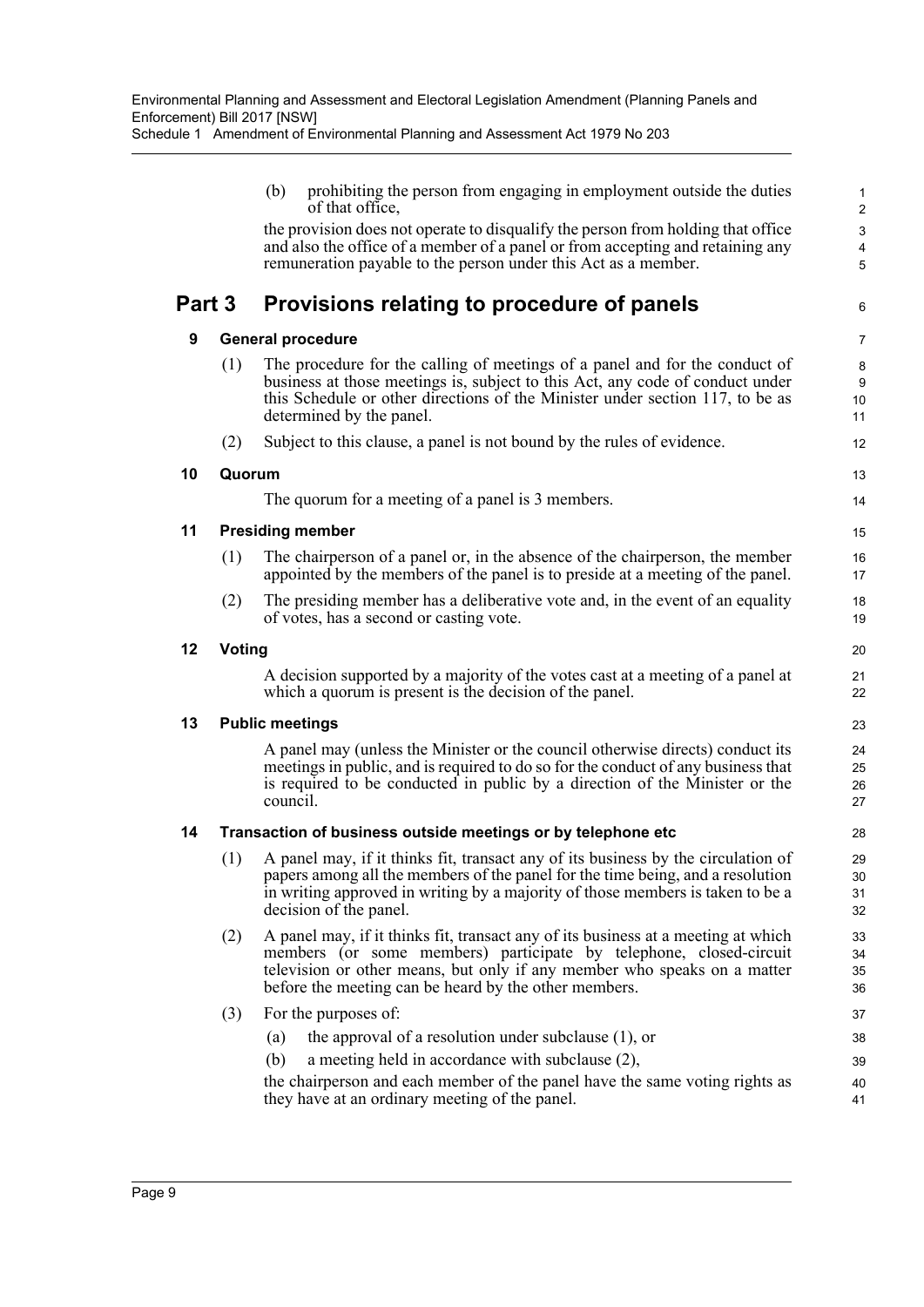(b) prohibiting the person from engaging in employment outside the duties of that office,

the provision does not operate to disqualify the person from holding that office and also the office of a member of a panel or from accepting and retaining any remuneration payable to the person under this Act as a member.

## Part 3 Provisions relating to procedure of panels

### 9 General procedure

(1) The procedure for the calling of meetings of a panel and for the conduct of business at those meetings is, subject to this Act, any code of conduct under this Schedule or other directions of the Minister under section 117, to be as determined by the panel.

(2) Subject to this clause, a panel is not bound by the rules of evidence.

### 10 Quorum

The quorum for a meeting of a panel is 3 members.

### 11 Presiding member

(1) The chairperson of a panel or, in the absence of the chairperson, the member appointed by the members of the panel is to preside at a meeting of the panel.

(2) The presiding member has a deliberative vote and, in the event of an equality of votes, has a second or casting vote.

### 12 Voting

A decision supported by a majority of the votes cast at a meeting of a panel at which a quorum is present is the decision of the panel.

### 13 Public meetings

A panel may (unless the Minister or the council otherwise directs) conduct its meetings in public, and is required to do so for the conduct of any business that is required to be conducted in public by a direction of the Minister or the council.

### 14 Transaction of business outside meetings or by telephone etc

(1) A panel may, if it thinks fit, transact any of its business by the circulation of papers among all the members of the panel for the time being, and a resolution in writing approved in writing by a majority of those members is taken to be a decision of the panel.

(2) A panel may, if it thinks fit, transact any of its business at a meeting at which members (or some members) participate by telephone, closed-circuit television or other means, but only if any member who speaks on a matter before the meeting can be heard by the other members.

(3) For the purposes of:

(a) the approval of a resolution under subclause (1), or

(b) a meeting held in accordance with subclause (2),

the chairperson and each member of the panel have the same voting rights as they have at an ordinary meeting of the panel.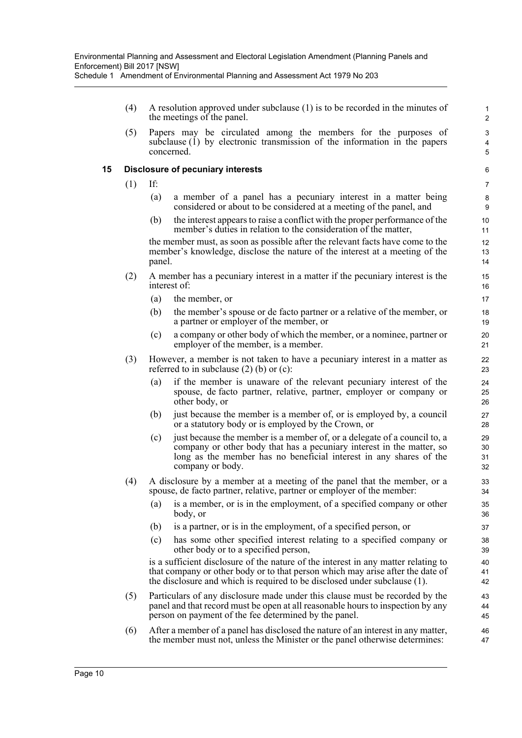(4) A resolution approved under subclause (1) is to be recorded in the minutes of the meetings of the panel.

(5) Papers may be circulated among the members for the purposes of subclause (1) by electronic transmission of the information in the papers concerned.

### 15 Disclosure of pecuniary interests

(1) If:

(a) a member of a panel has a pecuniary interest in a matter being considered or about to be considered at a meeting of the panel, and

(b) the interest appears to raise a conflict with the proper performance of the member's duties in relation to the consideration of the matter,

the member must, as soon as possible after the relevant facts have come to the member's knowledge, disclose the nature of the interest at a meeting of the panel.

(2) A member has a pecuniary interest in a matter if the pecuniary interest is the interest of:

(a) the member, or

(b) the member's spouse or de facto partner or a relative of the member, or a partner or employer of the member, or

(c) a company or other body of which the member, or a nominee, partner or employer of the member, is a member.

(3) However, a member is not taken to have a pecuniary interest in a matter as referred to in subclause (2) (b) or (c):

(a) if the member is unaware of the relevant pecuniary interest of the spouse, de facto partner, relative, partner, employer or company or other body, or

(b) just because the member is a member of, or is employed by, a council or a statutory body or is employed by the Crown, or

(c) just because the member is a member of, or a delegate of a council to, a company or other body that has a pecuniary interest in the matter, so long as the member has no beneficial interest in any shares of the company or body.

(4) A disclosure by a member at a meeting of the panel that the member, or a spouse, de facto partner, relative, partner or employer of the member:

(a) is a member, or is in the employment, of a specified company or other body, or

(b) is a partner, or is in the employment, of a specified person, or

(c) has some other specified interest relating to a specified company or other body or to a specified person,

is a sufficient disclosure of the nature of the interest in any matter relating to that company or other body or to that person which may arise after the date of the disclosure and which is required to be disclosed under subclause (1).

(5) Particulars of any disclosure made under this clause must be recorded by the panel and that record must be open at all reasonable hours to inspection by any person on payment of the fee determined by the panel.

(6) After a member of a panel has disclosed the nature of an interest in any matter, the member must not, unless the Minister or the panel otherwise determines: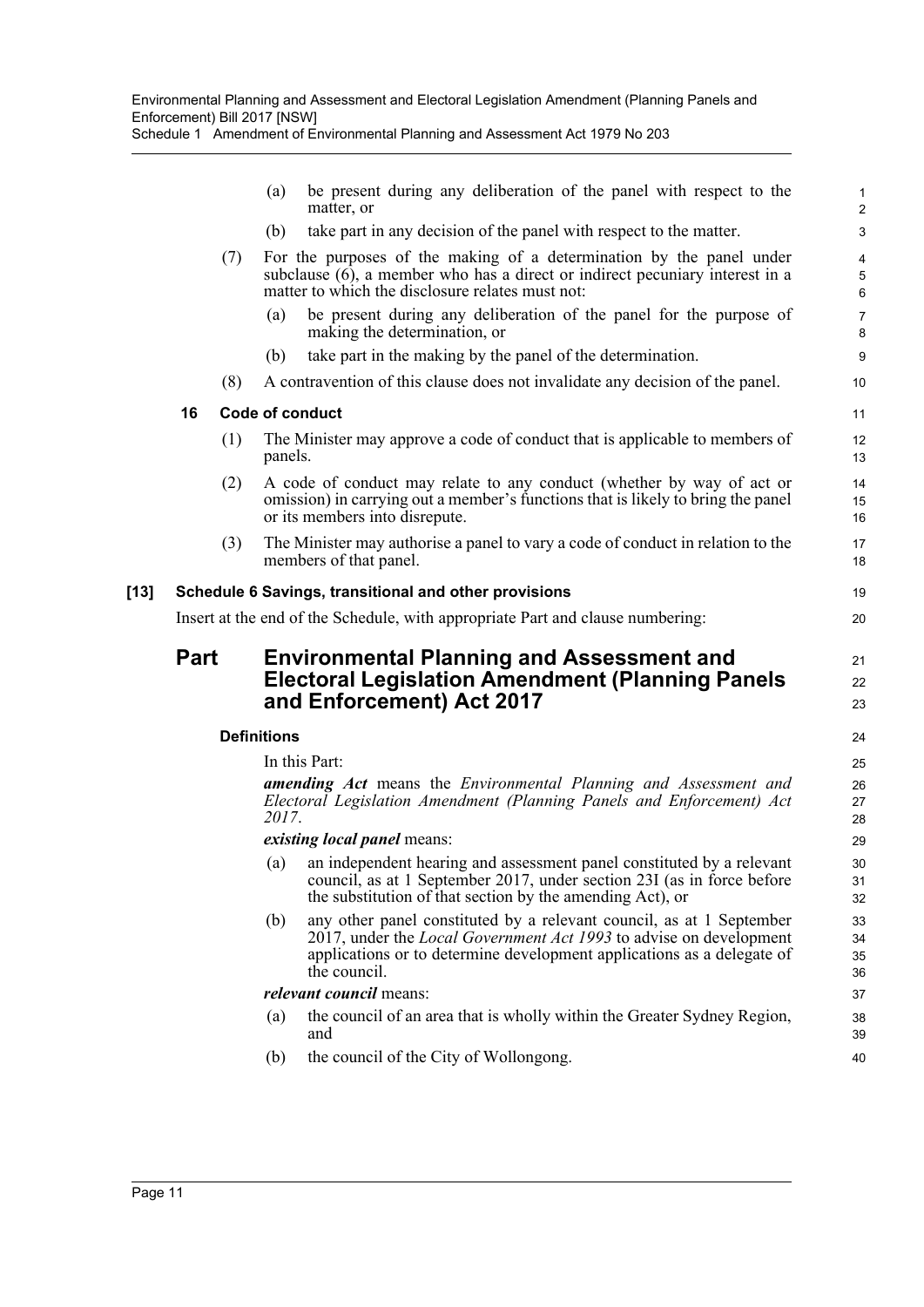(a) be present during any deliberation of the panel with respect to the matter, or

(b) take part in any decision of the panel with respect to the matter.

(7) For the purposes of the making of a determination by the panel under subclause (6), a member who has a direct or indirect pecuniary interest in a matter to which the disclosure relates must not:

(a) be present during any deliberation of the panel for the purpose of making the determination, or

(b) take part in the making by the panel of the determination.

(8) A contravention of this clause does not invalidate any decision of the panel.

### 16 Code of conduct

(1) The Minister may approve a code of conduct that is applicable to members of panels.

(2) A code of conduct may relate to any conduct (whether by way of act or omission) in carrying out a member's functions that is likely to bring the panel or its members into disrepute.

(3) The Minister may authorise a panel to vary a code of conduct in relation to the members of that panel.

### [13] Schedule 6 Savings, transitional and other provisions

Insert at the end of the Schedule, with appropriate Part and clause numbering:

## Part Environmental Planning and Assessment and Electoral Legislation Amendment (Planning Panels and Enforcement) Act 2017

### Definitions

In this Part:

***amending Act*** means the *Environmental Planning and Assessment and Electoral Legislation Amendment (Planning Panels and Enforcement) Act 2017*.

***existing local panel*** means:

(a) an independent hearing and assessment panel constituted by a relevant council, as at 1 September 2017, under section 23I (as in force before the substitution of that section by the amending Act), or

(b) any other panel constituted by a relevant council, as at 1 September 2017, under the *Local Government Act 1993* to advise on development applications or to determine development applications as a delegate of the council.

***relevant council*** means:

(a) the council of an area that is wholly within the Greater Sydney Region, and

(b) the council of the City of Wollongong.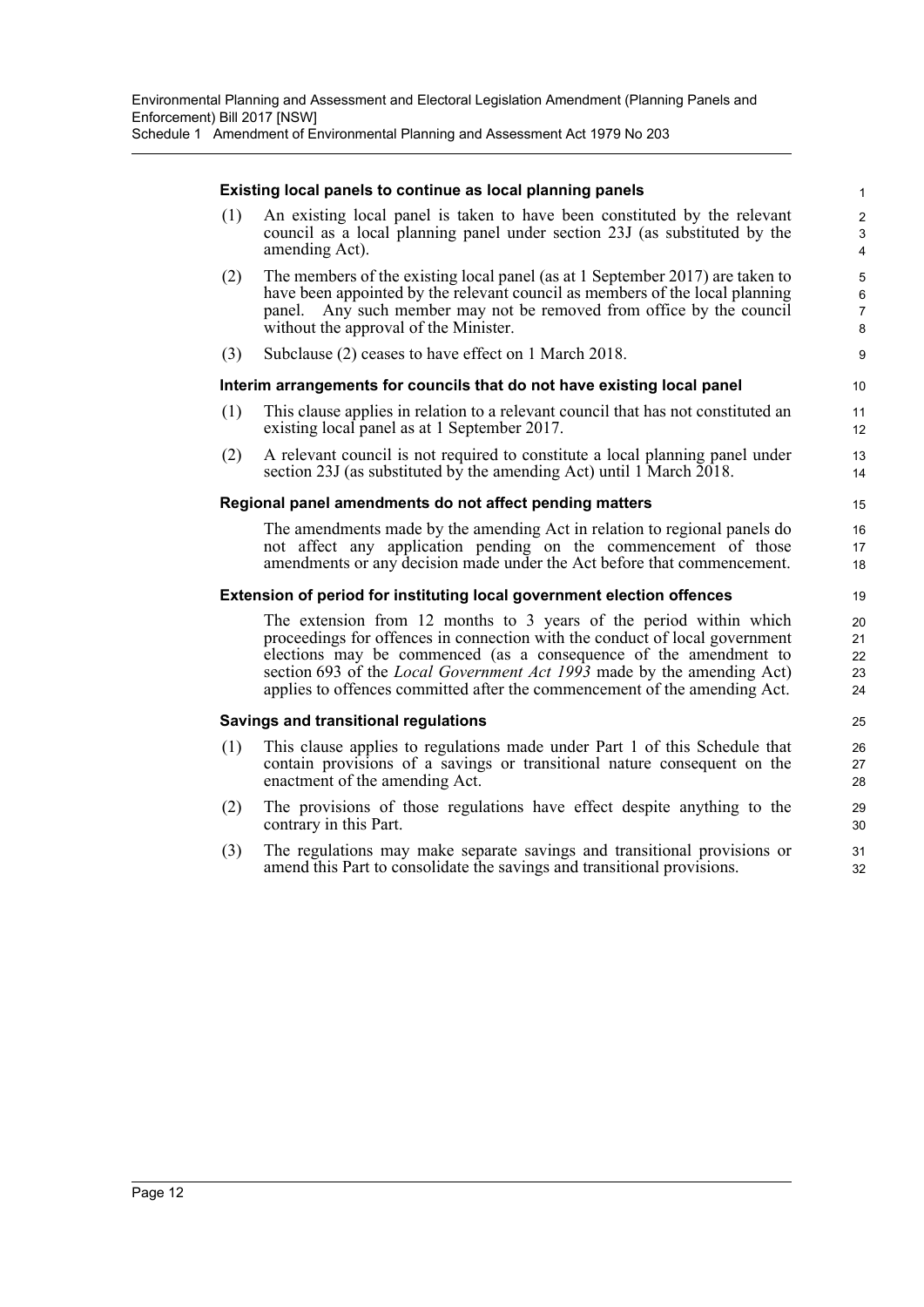#### Existing local panels to continue as local planning panels

(1) An existing local panel is taken to have been constituted by the relevant council as a local planning panel under section 23J (as substituted by the amending Act).

(2) The members of the existing local panel (as at 1 September 2017) are taken to have been appointed by the relevant council as members of the local planning panel. Any such member may not be removed from office by the council without the approval of the Minister.

(3) Subclause (2) ceases to have effect on 1 March 2018.

#### Interim arrangements for councils that do not have existing local panel

(1) This clause applies in relation to a relevant council that has not constituted an existing local panel as at 1 September 2017.

(2) A relevant council is not required to constitute a local planning panel under section 23J (as substituted by the amending Act) until 1 March 2018.

#### Regional panel amendments do not affect pending matters

The amendments made by the amending Act in relation to regional panels do not affect any application pending on the commencement of those amendments or any decision made under the Act before that commencement.

#### Extension of period for instituting local government election offences

The extension from 12 months to 3 years of the period within which proceedings for offences in connection with the conduct of local government elections may be commenced (as a consequence of the amendment to section 693 of the *Local Government Act 1993* made by the amending Act) applies to offences committed after the commencement of the amending Act.

#### Savings and transitional regulations

(1) This clause applies to regulations made under Part 1 of this Schedule that contain provisions of a savings or transitional nature consequent on the enactment of the amending Act.

(2) The provisions of those regulations have effect despite anything to the contrary in this Part.

(3) The regulations may make separate savings and transitional provisions or amend this Part to consolidate the savings and transitional provisions.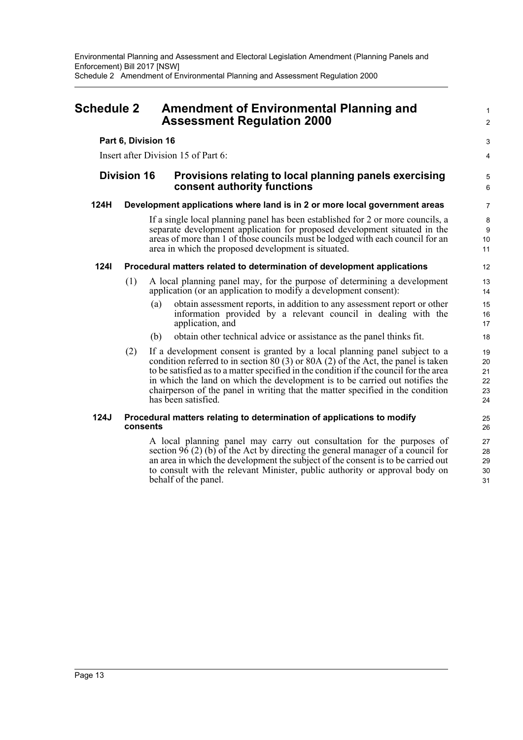# Schedule 2 Amendment of Environmental Planning and Assessment Regulation 2000

**Part 6, Division 16**

Insert after Division 15 of Part 6:

## Division 16 Provisions relating to local planning panels exercising consent authority functions

### 124H Development applications where land is in 2 or more local government areas

If a single local planning panel has been established for 2 or more councils, a separate development application for proposed development situated in the areas of more than 1 of those councils must be lodged with each council for an area in which the proposed development is situated.

### 124I Procedural matters related to determination of development applications

(1) A local planning panel may, for the purpose of determining a development application (or an application to modify a development consent):

- (a) obtain assessment reports, in addition to any assessment report or other information provided by a relevant council in dealing with the application, and
- (b) obtain other technical advice or assistance as the panel thinks fit.

(2) If a development consent is granted by a local planning panel subject to a condition referred to in section 80 (3) or 80A (2) of the Act, the panel is taken to be satisfied as to a matter specified in the condition if the council for the area in which the land on which the development is to be carried out notifies the chairperson of the panel in writing that the matter specified in the condition has been satisfied.

### 124J Procedural matters relating to determination of applications to modify consents

A local planning panel may carry out consultation for the purposes of section 96 (2) (b) of the Act by directing the general manager of a council for an area in which the development the subject of the consent is to be carried out to consult with the relevant Minister, public authority or approval body on behalf of the panel.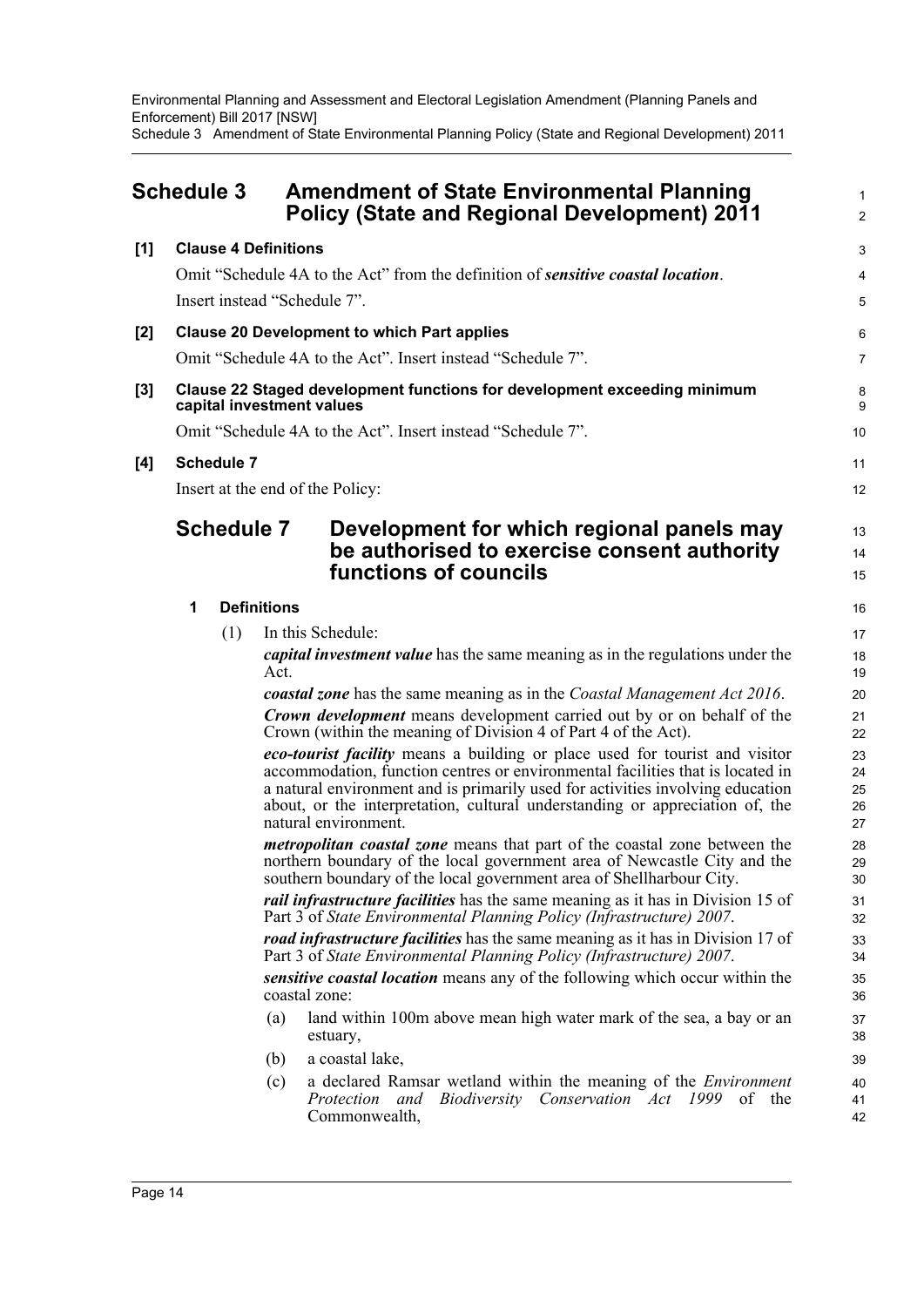## Schedule 3 Amendment of State Environmental Planning Policy (State and Regional Development) 2011

**[1] Clause 4 Definitions**

Omit "Schedule 4A to the Act" from the definition of ***sensitive coastal location***.

Insert instead "Schedule 7".

**[2] Clause 20 Development to which Part applies**

Omit "Schedule 4A to the Act". Insert instead "Schedule 7".

**[3] Clause 22 Staged development functions for development exceeding minimum capital investment values**

Omit "Schedule 4A to the Act". Insert instead "Schedule 7".

**[4] Schedule 7**

Insert at the end of the Policy:

### Schedule 7 Development for which regional panels may be authorised to exercise consent authority functions of councils

**1 Definitions**

(1) In this Schedule:

***capital investment value*** has the same meaning as in the regulations under the Act.

***coastal zone*** has the same meaning as in the *Coastal Management Act 2016*.

***Crown development*** means development carried out by or on behalf of the Crown (within the meaning of Division 4 of Part 4 of the Act).

***eco-tourist facility*** means a building or place used for tourist and visitor accommodation, function centres or environmental facilities that is located in a natural environment and is primarily used for activities involving education about, or the interpretation, cultural understanding or appreciation of, the natural environment.

***metropolitan coastal zone*** means that part of the coastal zone between the northern boundary of the local government area of Newcastle City and the southern boundary of the local government area of Shellharbour City.

***rail infrastructure facilities*** has the same meaning as it has in Division 15 of Part 3 of *State Environmental Planning Policy (Infrastructure) 2007*.

***road infrastructure facilities*** has the same meaning as it has in Division 17 of Part 3 of *State Environmental Planning Policy (Infrastructure) 2007*.

***sensitive coastal location*** means any of the following which occur within the coastal zone:

(a) land within 100m above mean high water mark of the sea, a bay or an estuary,

(b) a coastal lake,

(c) a declared Ramsar wetland within the meaning of the *Environment Protection and Biodiversity Conservation Act 1999* of the Commonwealth,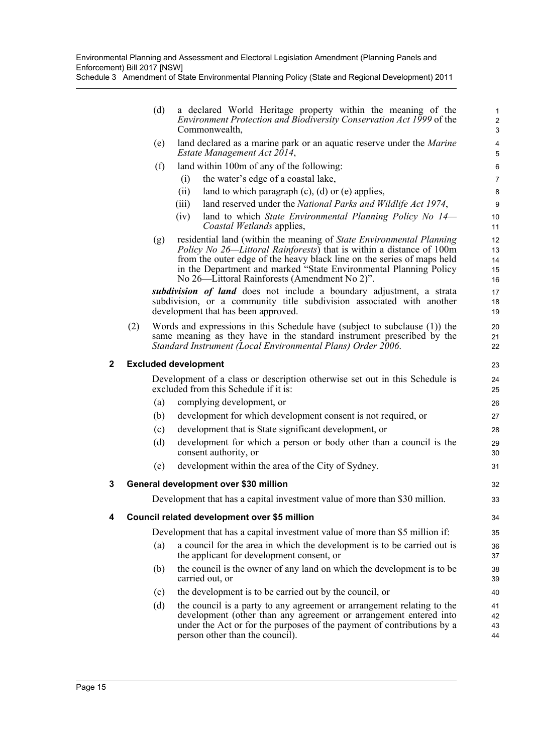(d) a declared World Heritage property within the meaning of the *Environment Protection and Biodiversity Conservation Act 1999* of the Commonwealth,

(e) land declared as a marine park or an aquatic reserve under the *Marine Estate Management Act 2014*,

(f) land within 100m of any of the following:

  (i) the water's edge of a coastal lake,

  (ii) land to which paragraph (c), (d) or (e) applies,

  (iii) land reserved under the *National Parks and Wildlife Act 1974*,

  (iv) land to which *State Environmental Planning Policy No 14—Coastal Wetlands* applies,

(g) residential land (within the meaning of *State Environmental Planning Policy No 26—Littoral Rainforests*) that is within a distance of 100m from the outer edge of the heavy black line on the series of maps held in the Department and marked "State Environmental Planning Policy No 26—Littoral Rainforests (Amendment No 2)".

***subdivision of land*** does not include a boundary adjustment, a strata subdivision, or a community title subdivision associated with another development that has been approved.

(2) Words and expressions in this Schedule have (subject to subclause (1)) the same meaning as they have in the standard instrument prescribed by the *Standard Instrument (Local Environmental Plans) Order 2006*.

### 2 Excluded development

Development of a class or description otherwise set out in this Schedule is excluded from this Schedule if it is:

(a) complying development, or

(b) development for which development consent is not required, or

(c) development that is State significant development, or

(d) development for which a person or body other than a council is the consent authority, or

(e) development within the area of the City of Sydney.

### 3 General development over $30 million

Development that has a capital investment value of more than $30 million.

### 4 Council related development over $5 million

Development that has a capital investment value of more than $5 million if:

(a) a council for the area in which the development is to be carried out is the applicant for development consent, or

(b) the council is the owner of any land on which the development is to be carried out, or

(c) the development is to be carried out by the council, or

(d) the council is a party to any agreement or arrangement relating to the development (other than any agreement or arrangement entered into under the Act or for the purposes of the payment of contributions by a person other than the council).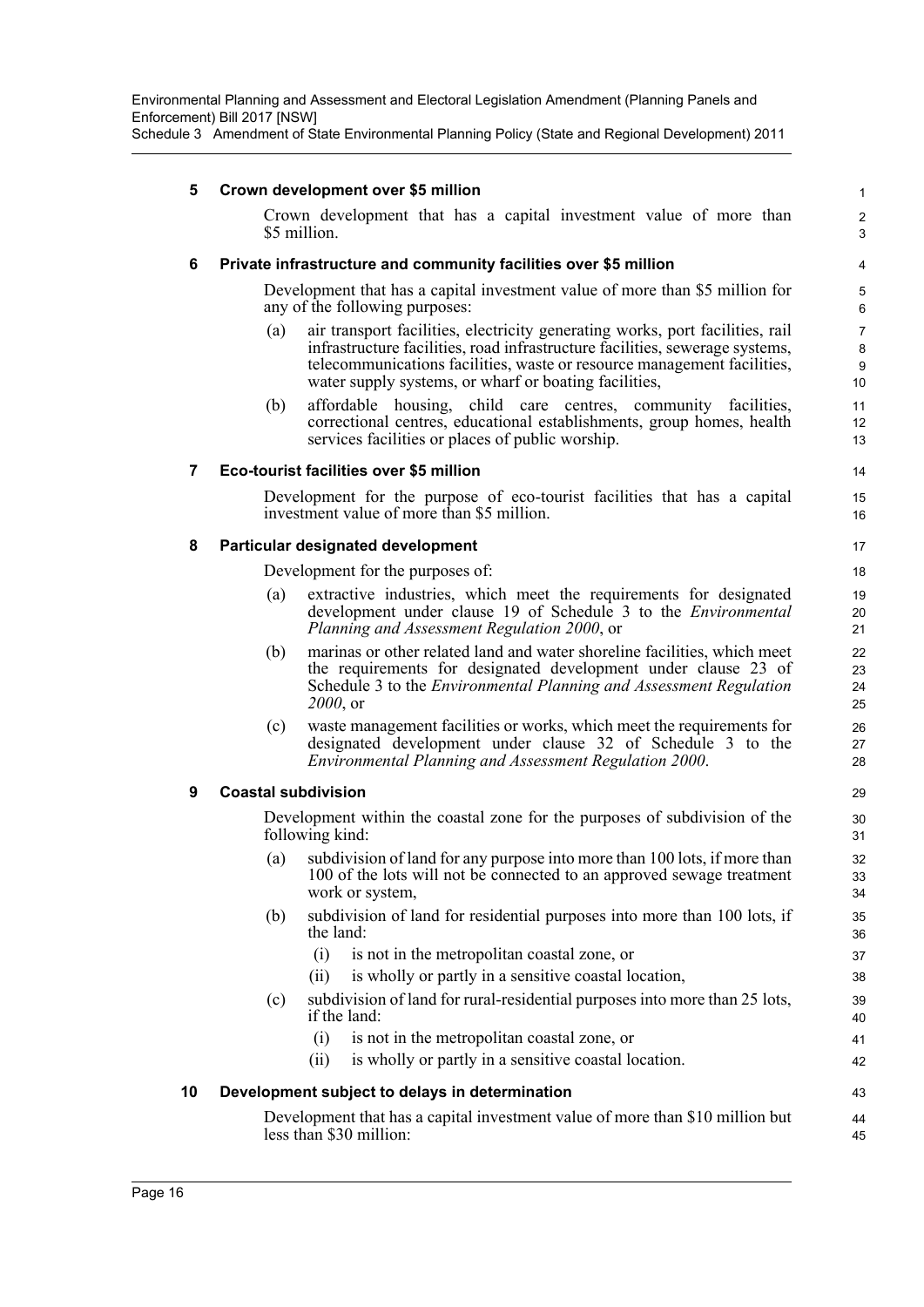### 5 Crown development over $5 million

Crown development that has a capital investment value of more than $5 million.

### 6 Private infrastructure and community facilities over $5 million

Development that has a capital investment value of more than $5 million for any of the following purposes:

(a) air transport facilities, electricity generating works, port facilities, rail infrastructure facilities, road infrastructure facilities, sewerage systems, telecommunications facilities, waste or resource management facilities, water supply systems, or wharf or boating facilities,

(b) affordable housing, child care centres, community facilities, correctional centres, educational establishments, group homes, health services facilities or places of public worship.

### 7 Eco-tourist facilities over $5 million

Development for the purpose of eco-tourist facilities that has a capital investment value of more than $5 million.

### 8 Particular designated development

Development for the purposes of:

(a) extractive industries, which meet the requirements for designated development under clause 19 of Schedule 3 to the *Environmental Planning and Assessment Regulation 2000*, or

(b) marinas or other related land and water shoreline facilities, which meet the requirements for designated development under clause 23 of Schedule 3 to the *Environmental Planning and Assessment Regulation 2000*, or

(c) waste management facilities or works, which meet the requirements for designated development under clause 32 of Schedule 3 to the *Environmental Planning and Assessment Regulation 2000*.

### 9 Coastal subdivision

Development within the coastal zone for the purposes of subdivision of the following kind:

(a) subdivision of land for any purpose into more than 100 lots, if more than 100 of the lots will not be connected to an approved sewage treatment work or system,

(b) subdivision of land for residential purposes into more than 100 lots, if the land:

(i) is not in the metropolitan coastal zone, or

(ii) is wholly or partly in a sensitive coastal location,

(c) subdivision of land for rural-residential purposes into more than 25 lots, if the land:

(i) is not in the metropolitan coastal zone, or

(ii) is wholly or partly in a sensitive coastal location.

### 10 Development subject to delays in determination

Development that has a capital investment value of more than $10 million but less than $30 million: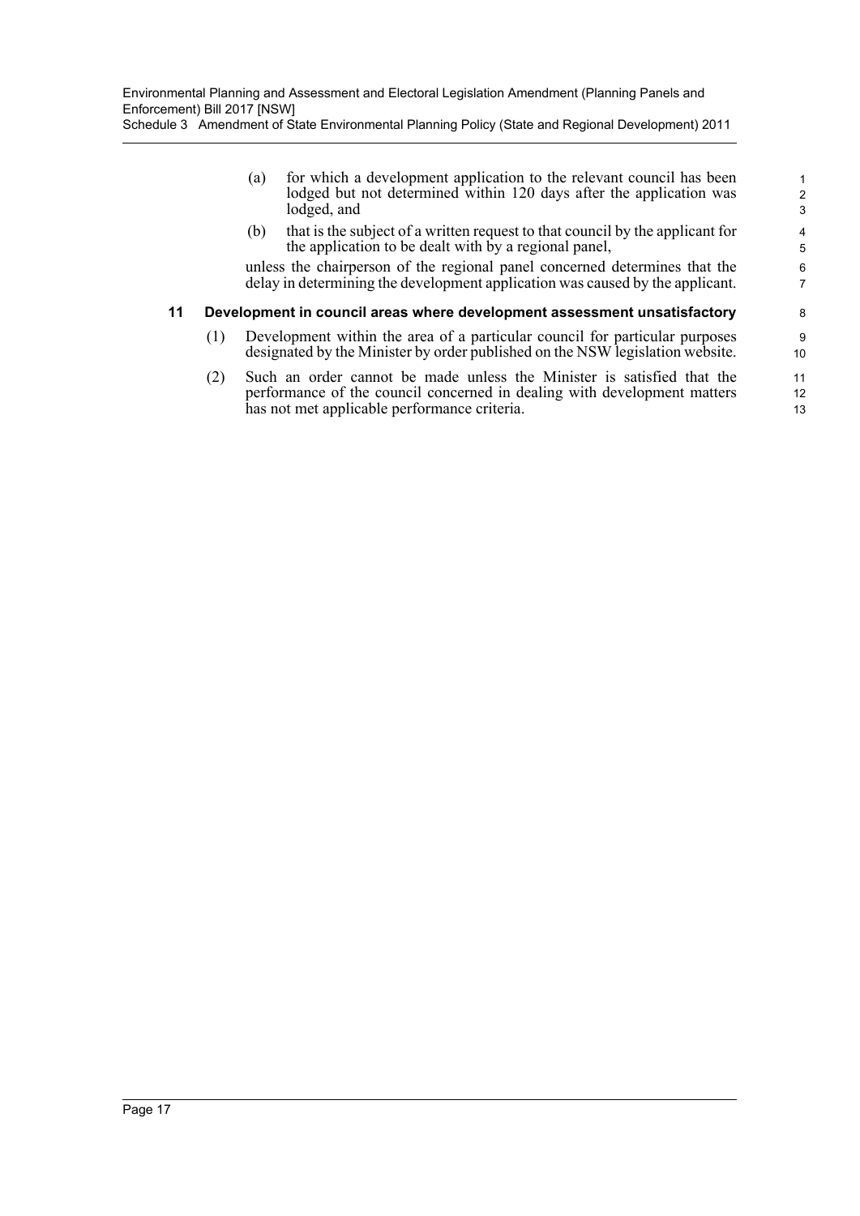(a) for which a development application to the relevant council has been lodged but not determined within 120 days after the application was lodged, and

(b) that is the subject of a written request to that council by the applicant for the application to be dealt with by a regional panel,

unless the chairperson of the regional panel concerned determines that the delay in determining the development application was caused by the applicant.

**11 Development in council areas where development assessment unsatisfactory**

(1) Development within the area of a particular council for particular purposes designated by the Minister by order published on the NSW legislation website.

(2) Such an order cannot be made unless the Minister is satisfied that the performance of the council concerned in dealing with development matters has not met applicable performance criteria.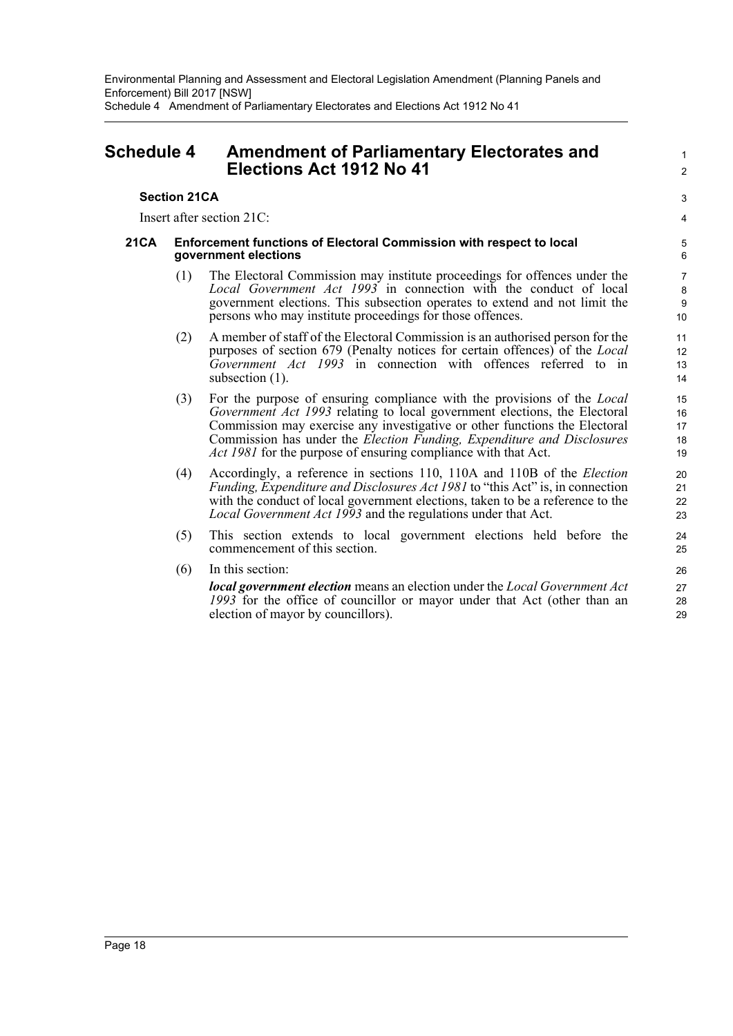# Schedule 4 Amendment of Parliamentary Electorates and Elections Act 1912 No 41

### Section 21CA

Insert after section 21C:

#### 21CA Enforcement functions of Electoral Commission with respect to local government elections

(1) The Electoral Commission may institute proceedings for offences under the *Local Government Act 1993* in connection with the conduct of local government elections. This subsection operates to extend and not limit the persons who may institute proceedings for those offences.

(2) A member of staff of the Electoral Commission is an authorised person for the purposes of section 679 (Penalty notices for certain offences) of the *Local Government Act 1993* in connection with offences referred to in subsection (1).

(3) For the purpose of ensuring compliance with the provisions of the *Local Government Act 1993* relating to local government elections, the Electoral Commission may exercise any investigative or other functions the Electoral Commission has under the *Election Funding, Expenditure and Disclosures Act 1981* for the purpose of ensuring compliance with that Act.

(4) Accordingly, a reference in sections 110, 110A and 110B of the *Election Funding, Expenditure and Disclosures Act 1981* to "this Act" is, in connection with the conduct of local government elections, taken to be a reference to the *Local Government Act 1993* and the regulations under that Act.

(5) This section extends to local government elections held before the commencement of this section.

(6) In this section:

***local government election*** means an election under the *Local Government Act 1993* for the office of councillor or mayor under that Act (other than an election of mayor by councillors).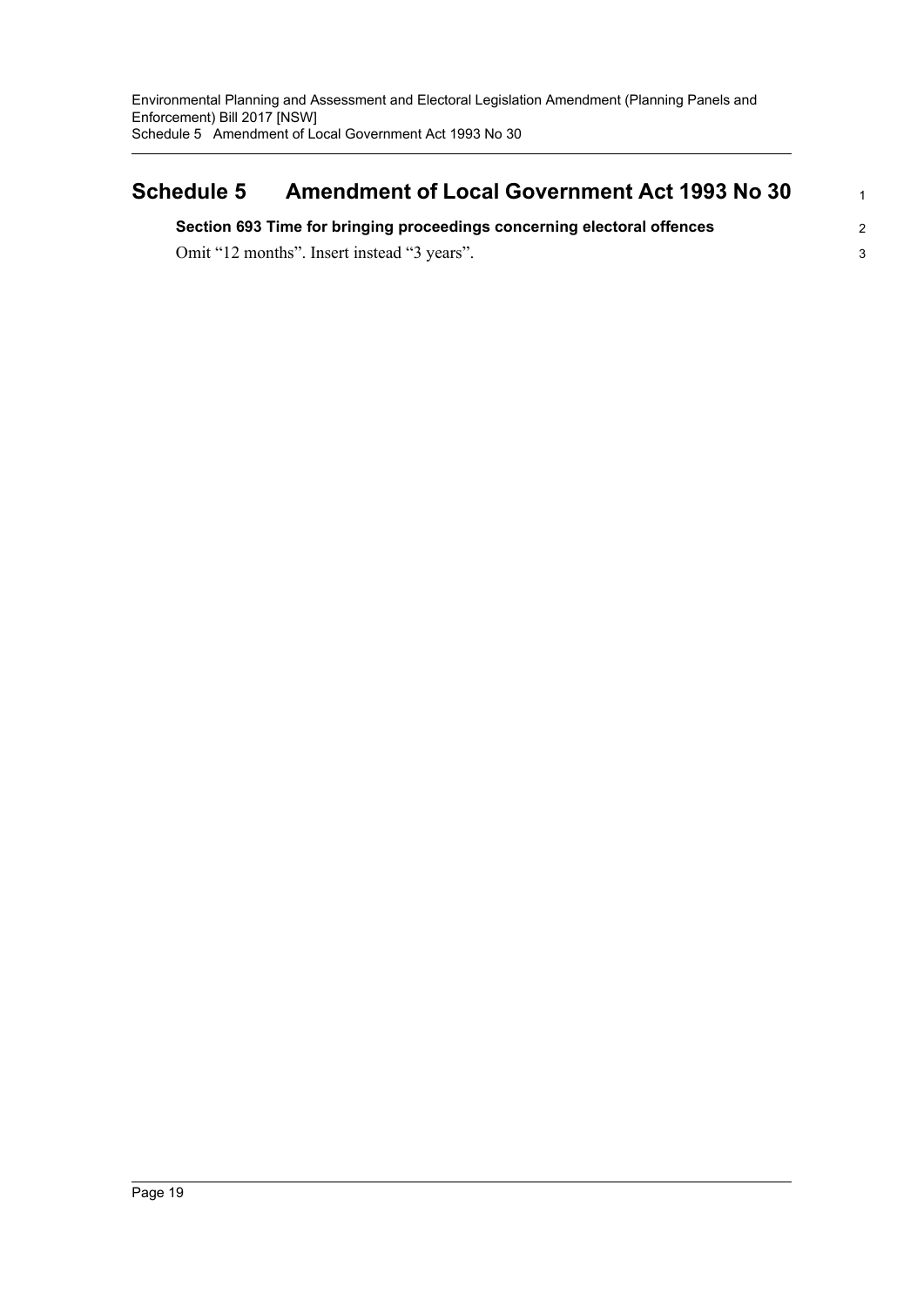# Schedule 5 Amendment of Local Government Act 1993 No 30

**Section 693 Time for bringing proceedings concerning electoral offences**

Omit "12 months". Insert instead "3 years".